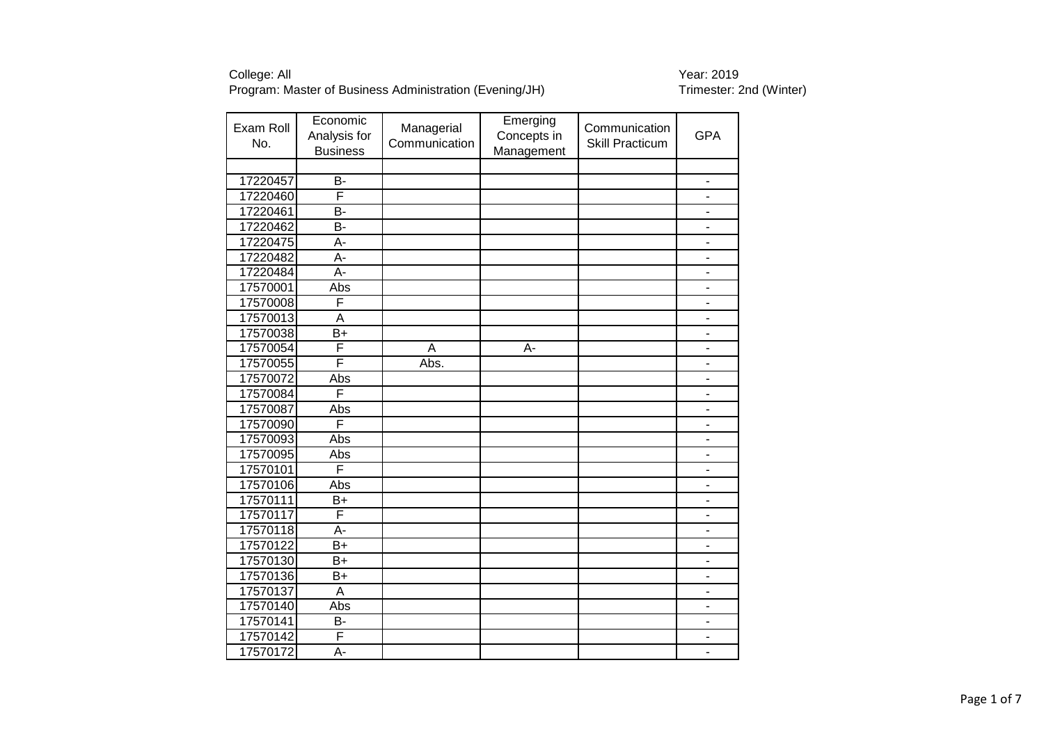College: All
Program: Master of Business Administration (Evening/JH)

Year: 2019
Trimester: 2nd (Winter)

| Exam Roll No. | Economic Analysis for Business | Managerial Communication | Emerging Concepts in Management | Communication Skill Practicum | GPA |
|---|---|---|---|---|---|
| | | | | | |
| 17220457 | B- | | | | - |
| 17220460 | F | | | | - |
| 17220461 | B- | | | | - |
| 17220462 | B- | | | | - |
| 17220475 | A- | | | | - |
| 17220482 | A- | | | | - |
| 17220484 | A- | | | | - |
| 17570001 | Abs | | | | - |
| 17570008 | F | | | | - |
| 17570013 | A | | | | - |
| 17570038 | B+ | | | | - |
| 17570054 | F | A | A- | | - |
| 17570055 | F | Abs. | | | - |
| 17570072 | Abs | | | | - |
| 17570084 | F | | | | - |
| 17570087 | Abs | | | | - |
| 17570090 | F | | | | - |
| 17570093 | Abs | | | | - |
| 17570095 | Abs | | | | - |
| 17570101 | F | | | | - |
| 17570106 | Abs | | | | - |
| 17570111 | B+ | | | | - |
| 17570117 | F | | | | - |
| 17570118 | A- | | | | - |
| 17570122 | B+ | | | | - |
| 17570130 | B+ | | | | - |
| 17570136 | B+ | | | | - |
| 17570137 | A | | | | - |
| 17570140 | Abs | | | | - |
| 17570141 | B- | | | | - |
| 17570142 | F | | | | - |
| 17570172 | A- | | | | - |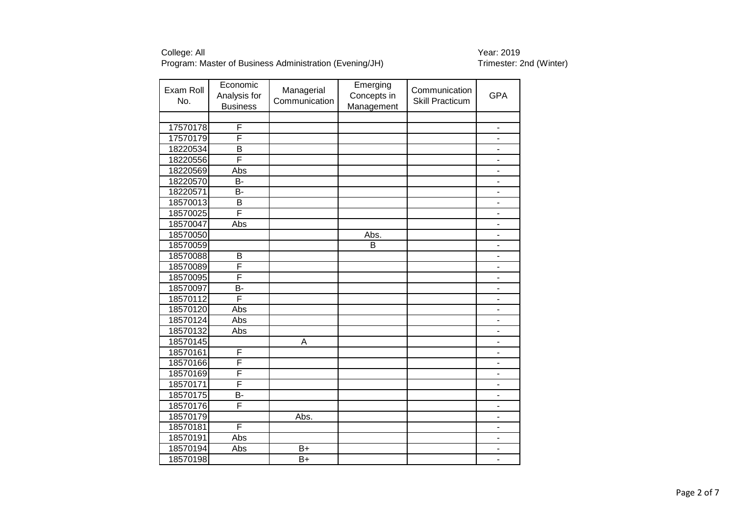College: All
Program: Master of Business Administration (Evening/JH)

Year: 2019
Trimester: 2nd (Winter)

| Exam Roll No. | Economic Analysis for Business | Managerial Communication | Emerging Concepts in Management | Communication Skill Practicum | GPA |
|---|---|---|---|---|---|
| | | | | | |
| 17570178 | F | | | | - |
| 17570179 | F | | | | - |
| 18220534 | B | | | | - |
| 18220556 | F | | | | - |
| 18220569 | Abs | | | | - |
| 18220570 | B- | | | | - |
| 18220571 | B- | | | | - |
| 18570013 | B | | | | - |
| 18570025 | F | | | | - |
| 18570047 | Abs | | | | - |
| 18570050 | | | Abs. | | - |
| 18570059 | | | B | | - |
| 18570088 | B | | | | - |
| 18570089 | F | | | | - |
| 18570095 | F | | | | - |
| 18570097 | B- | | | | - |
| 18570112 | F | | | | - |
| 18570120 | Abs | | | | - |
| 18570124 | Abs | | | | - |
| 18570132 | Abs | | | | - |
| 18570145 | | A | | | - |
| 18570161 | F | | | | - |
| 18570166 | F | | | | - |
| 18570169 | F | | | | - |
| 18570171 | F | | | | - |
| 18570175 | B- | | | | - |
| 18570176 | F | | | | - |
| 18570179 | | Abs. | | | - |
| 18570181 | F | | | | - |
| 18570191 | Abs | | | | - |
| 18570194 | Abs | B+ | | | - |
| 18570198 | | B+ | | | - |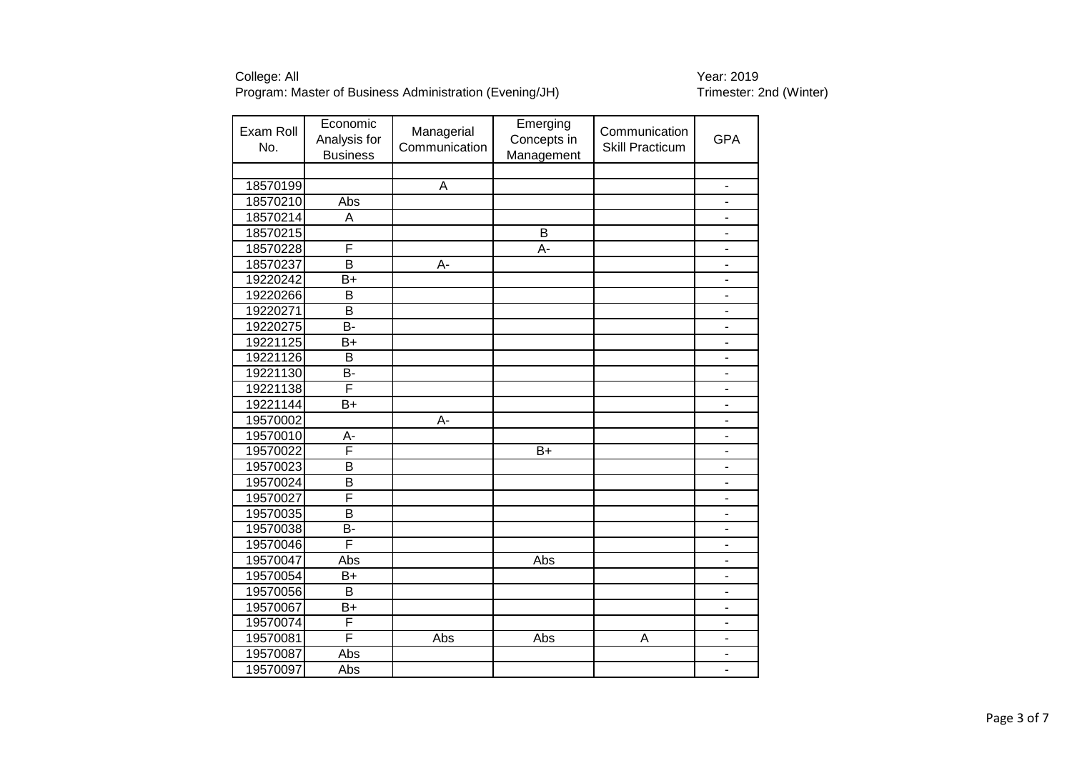College: All
Program: Master of Business Administration (Evening/JH)

Year: 2019
Trimester: 2nd (Winter)

| Exam Roll No. | Economic Analysis for Business | Managerial Communication | Emerging Concepts in Management | Communication Skill Practicum | GPA |
|---|---|---|---|---|---|
| | | | | | |
| 18570199 | | A | | | - |
| 18570210 | Abs | | | | - |
| 18570214 | A | | | | - |
| 18570215 | | | B | | - |
| 18570228 | F | | A- | | - |
| 18570237 | B | A- | | | - |
| 19220242 | B+ | | | | - |
| 19220266 | B | | | | - |
| 19220271 | B | | | | - |
| 19220275 | B- | | | | - |
| 19221125 | B+ | | | | - |
| 19221126 | B | | | | - |
| 19221130 | B- | | | | - |
| 19221138 | F | | | | - |
| 19221144 | B+ | | | | - |
| 19570002 | | A- | | | - |
| 19570010 | A- | | | | - |
| 19570022 | F | | B+ | | - |
| 19570023 | B | | | | - |
| 19570024 | B | | | | - |
| 19570027 | F | | | | - |
| 19570035 | B | | | | - |
| 19570038 | B- | | | | - |
| 19570046 | F | | | | - |
| 19570047 | Abs | | Abs | | - |
| 19570054 | B+ | | | | - |
| 19570056 | B | | | | - |
| 19570067 | B+ | | | | - |
| 19570074 | F | | | | - |
| 19570081 | F | Abs | Abs | A | - |
| 19570087 | Abs | | | | - |
| 19570097 | Abs | | | | - |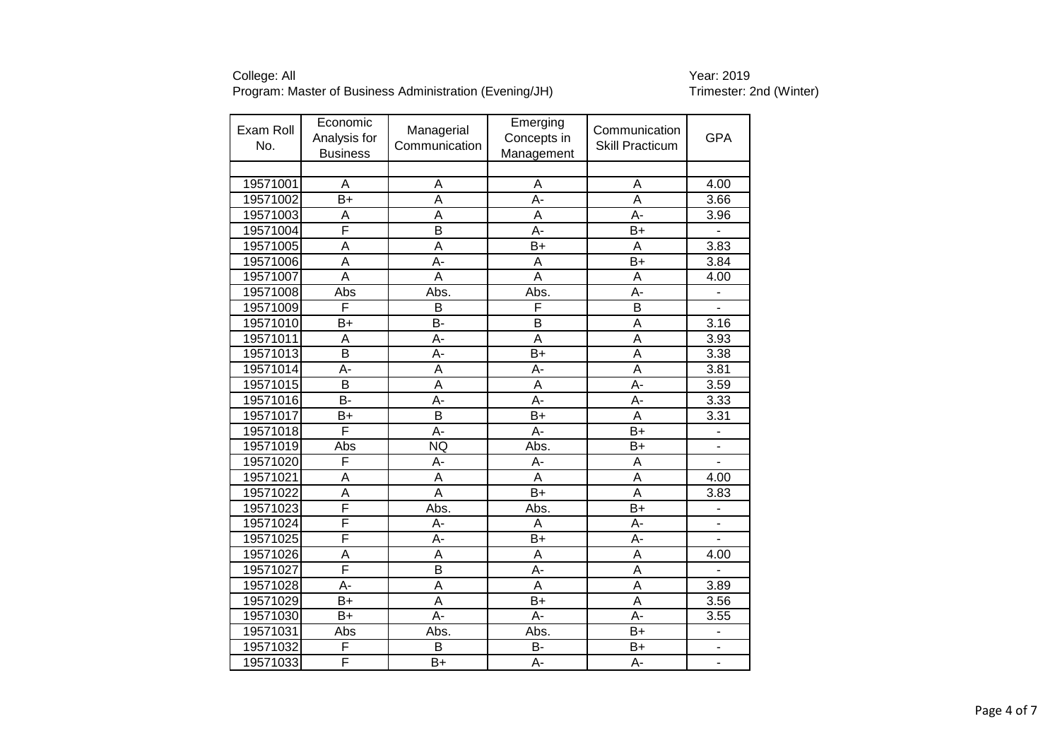College: All
Program: Master of Business Administration (Evening/JH)

Year: 2019
Trimester: 2nd (Winter)

| Exam Roll No. | Economic Analysis for Business | Managerial Communication | Emerging Concepts in Management | Communication Skill Practicum | GPA |
|---|---|---|---|---|---|
| | | | | | |
| 19571001 | A | A | A | A | 4.00 |
| 19571002 | B+ | A | A- | A | 3.66 |
| 19571003 | A | A | A | A- | 3.96 |
| 19571004 | F | B | A- | B+ | - |
| 19571005 | A | A | B+ | A | 3.83 |
| 19571006 | A | A- | A | B+ | 3.84 |
| 19571007 | A | A | A | A | 4.00 |
| 19571008 | Abs | Abs. | Abs. | A- | - |
| 19571009 | F | B | F | B | - |
| 19571010 | B+ | B- | B | A | 3.16 |
| 19571011 | A | A- | A | A | 3.93 |
| 19571013 | B | A- | B+ | A | 3.38 |
| 19571014 | A- | A | A- | A | 3.81 |
| 19571015 | B | A | A | A- | 3.59 |
| 19571016 | B- | A- | A- | A- | 3.33 |
| 19571017 | B+ | B | B+ | A | 3.31 |
| 19571018 | F | A- | A- | B+ | - |
| 19571019 | Abs | NQ | Abs. | B+ | - |
| 19571020 | F | A- | A- | A | - |
| 19571021 | A | A | A | A | 4.00 |
| 19571022 | A | A | B+ | A | 3.83 |
| 19571023 | F | Abs. | Abs. | B+ | - |
| 19571024 | F | A- | A | A- | - |
| 19571025 | F | A- | B+ | A- | - |
| 19571026 | A | A | A | A | 4.00 |
| 19571027 | F | B | A- | A | - |
| 19571028 | A- | A | A | A | 3.89 |
| 19571029 | B+ | A | B+ | A | 3.56 |
| 19571030 | B+ | A- | A- | A- | 3.55 |
| 19571031 | Abs | Abs. | Abs. | B+ | - |
| 19571032 | F | B | B- | B+ | - |
| 19571033 | F | B+ | A- | A- | - |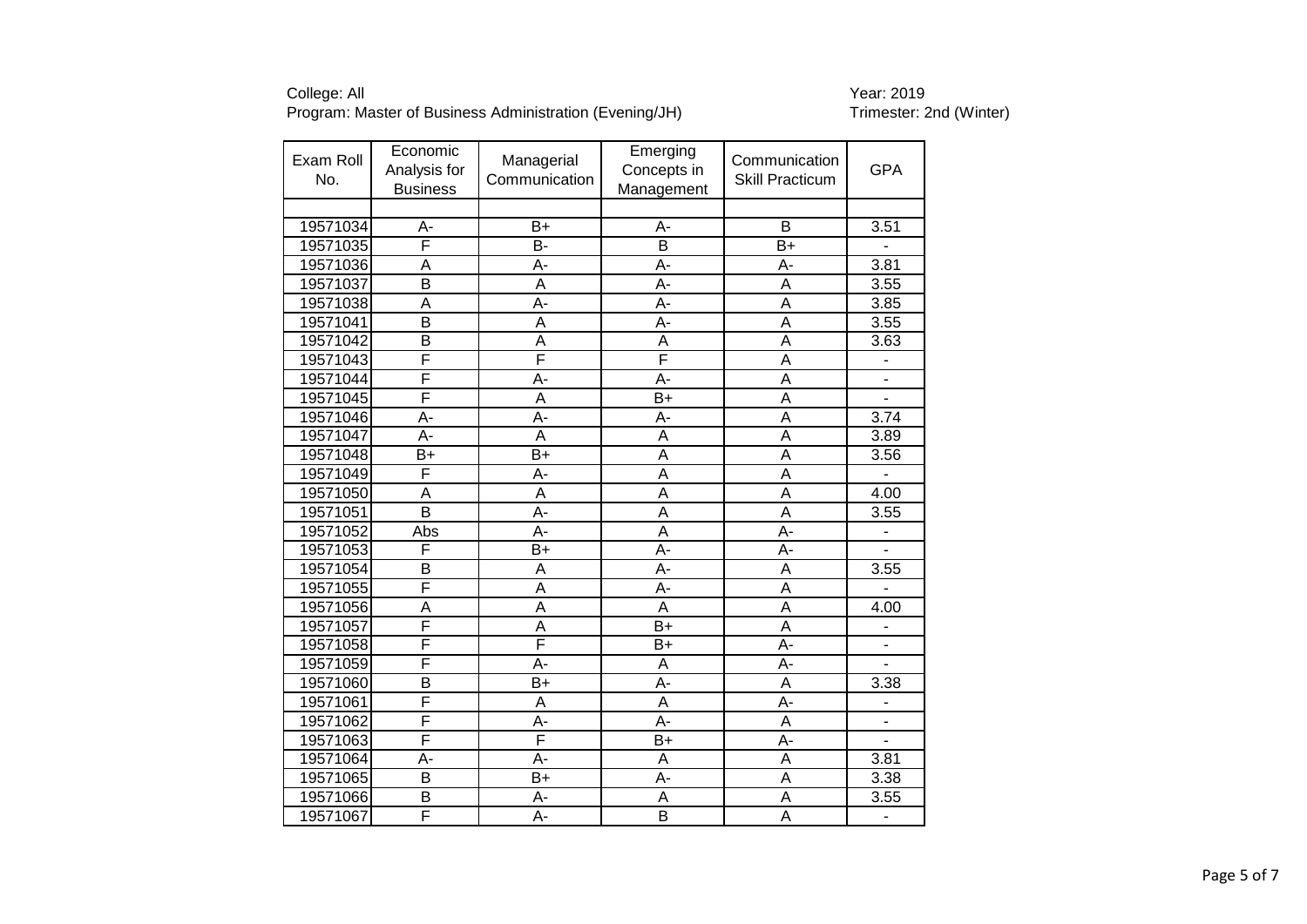College: All
Program: Master of Business Administration (Evening/JH)

Year: 2019
Trimester: 2nd (Winter)

| Exam Roll No. | Economic Analysis for Business | Managerial Communication | Emerging Concepts in Management | Communication Skill Practicum | GPA |
|---|---|---|---|---|---|
| | | | | | |
| 19571034 | A- | B+ | A- | B | 3.51 |
| 19571035 | F | B- | B | B+ | - |
| 19571036 | A | A- | A- | A- | 3.81 |
| 19571037 | B | A | A- | A | 3.55 |
| 19571038 | A | A- | A- | A | 3.85 |
| 19571041 | B | A | A- | A | 3.55 |
| 19571042 | B | A | A | A | 3.63 |
| 19571043 | F | F | F | A | - |
| 19571044 | F | A- | A- | A | - |
| 19571045 | F | A | B+ | A | - |
| 19571046 | A- | A- | A- | A | 3.74 |
| 19571047 | A- | A | A | A | 3.89 |
| 19571048 | B+ | B+ | A | A | 3.56 |
| 19571049 | F | A- | A | A | - |
| 19571050 | A | A | A | A | 4.00 |
| 19571051 | B | A- | A | A | 3.55 |
| 19571052 | Abs | A- | A | A- | - |
| 19571053 | F | B+ | A- | A- | - |
| 19571054 | B | A | A- | A | 3.55 |
| 19571055 | F | A | A- | A | - |
| 19571056 | A | A | A | A | 4.00 |
| 19571057 | F | A | B+ | A | - |
| 19571058 | F | F | B+ | A- | - |
| 19571059 | F | A- | A | A- | - |
| 19571060 | B | B+ | A- | A | 3.38 |
| 19571061 | F | A | A | A- | - |
| 19571062 | F | A- | A- | A | - |
| 19571063 | F | F | B+ | A- | - |
| 19571064 | A- | A- | A | A | 3.81 |
| 19571065 | B | B+ | A- | A | 3.38 |
| 19571066 | B | A- | A | A | 3.55 |
| 19571067 | F | A- | B | A | - |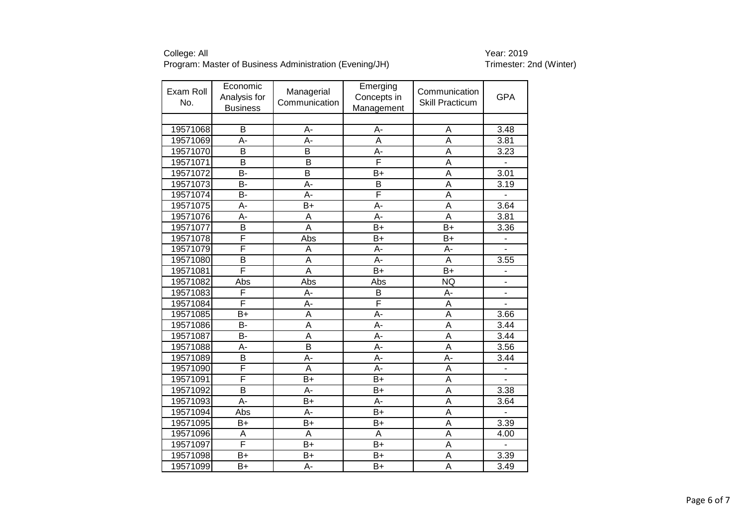College: All
Program: Master of Business Administration (Evening/JH)

Year: 2019
Trimester: 2nd (Winter)

| Exam Roll No. | Economic Analysis for Business | Managerial Communication | Emerging Concepts in Management | Communication Skill Practicum | GPA |
|---|---|---|---|---|---|
| | | | | | |
| 19571068 | B | A- | A- | A | 3.48 |
| 19571069 | A- | A- | A | A | 3.81 |
| 19571070 | B | B | A- | A | 3.23 |
| 19571071 | B | B | F | A | - |
| 19571072 | B- | B | B+ | A | 3.01 |
| 19571073 | B- | A- | B | A | 3.19 |
| 19571074 | B- | A- | F | A | - |
| 19571075 | A- | B+ | A- | A | 3.64 |
| 19571076 | A- | A | A- | A | 3.81 |
| 19571077 | B | A | B+ | B+ | 3.36 |
| 19571078 | F | Abs | B+ | B+ | - |
| 19571079 | F | A | A- | A- | - |
| 19571080 | B | A | A- | A | 3.55 |
| 19571081 | F | A | B+ | B+ | - |
| 19571082 | Abs | Abs | Abs | NQ | - |
| 19571083 | F | A- | B | A- | - |
| 19571084 | F | A- | F | A | - |
| 19571085 | B+ | A | A- | A | 3.66 |
| 19571086 | B- | A | A- | A | 3.44 |
| 19571087 | B- | A | A- | A | 3.44 |
| 19571088 | A- | B | A- | A | 3.56 |
| 19571089 | B | A- | A- | A- | 3.44 |
| 19571090 | F | A | A- | A | - |
| 19571091 | F | B+ | B+ | A | - |
| 19571092 | B | A- | B+ | A | 3.38 |
| 19571093 | A- | B+ | A- | A | 3.64 |
| 19571094 | Abs | A- | B+ | A | - |
| 19571095 | B+ | B+ | B+ | A | 3.39 |
| 19571096 | A | A | A | A | 4.00 |
| 19571097 | F | B+ | B+ | A | - |
| 19571098 | B+ | B+ | B+ | A | 3.39 |
| 19571099 | B+ | A- | B+ | A | 3.49 |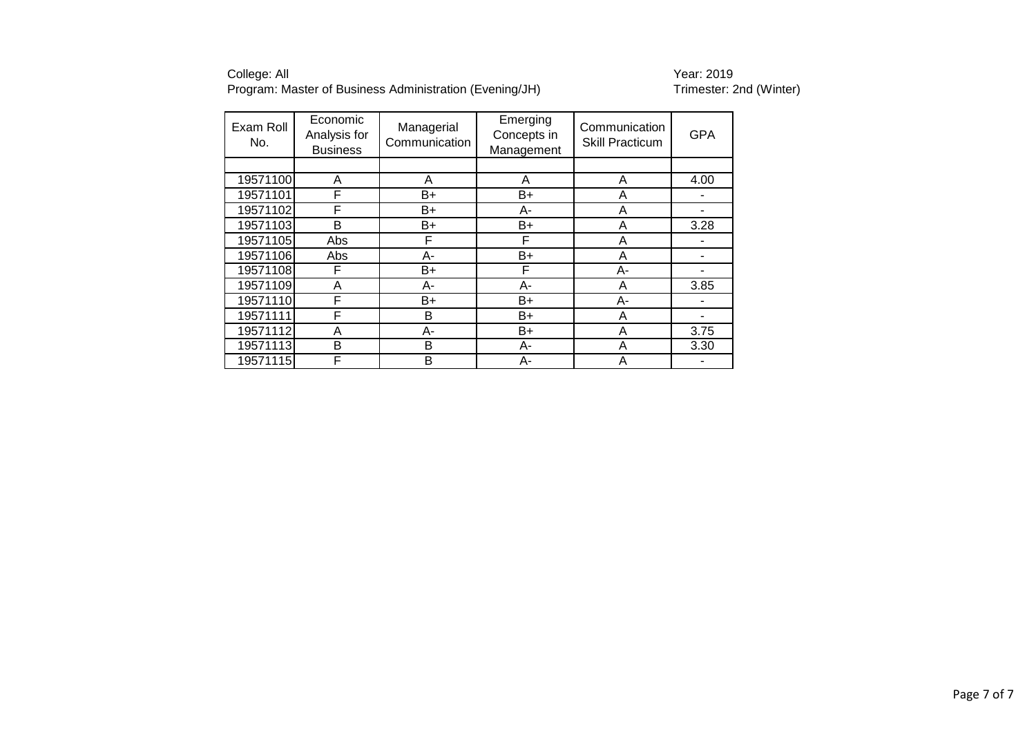College: All
Program: Master of Business Administration (Evening/JH)

Year: 2019
Trimester: 2nd (Winter)

| Exam Roll No. | Economic Analysis for Business | Managerial Communication | Emerging Concepts in Management | Communication Skill Practicum | GPA |
|---|---|---|---|---|---|
| | | | | | |
| 19571100 | A | A | A | A | 4.00 |
| 19571101 | F | B+ | B+ | A | - |
| 19571102 | F | B+ | A- | A | - |
| 19571103 | B | B+ | B+ | A | 3.28 |
| 19571105 | Abs | F | F | A | - |
| 19571106 | Abs | A- | B+ | A | - |
| 19571108 | F | B+ | F | A- | - |
| 19571109 | A | A- | A- | A | 3.85 |
| 19571110 | F | B+ | B+ | A- | - |
| 19571111 | F | B | B+ | A | - |
| 19571112 | A | A- | B+ | A | 3.75 |
| 19571113 | B | B | A- | A | 3.30 |
| 19571115 | F | B | A- | A | - |